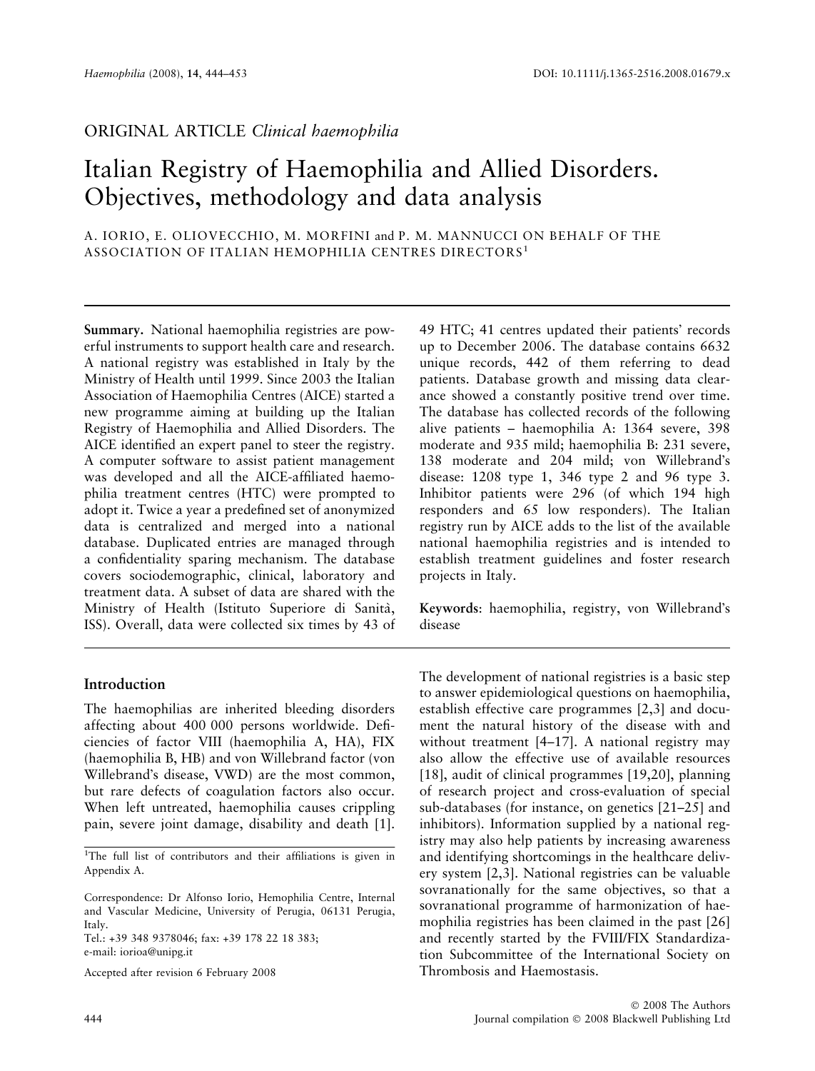ORIGINAL ARTICLE *Clinical haemophilia*

# Italian Registry of Haemophilia and Allied Disorders. Objectives, methodology and data analysis

A. IORIO, E. OLIOVECCHIO, M. MORFINI and P. M. MANNUCCI ON BEHALF OF THE ASSOCIATION OF ITALIAN HEMOPHILIA CENTRES DIRECTORS[1]

**Summary.** National haemophilia registries are powerful instruments to support health care and research. A national registry was established in Italy by the Ministry of Health until 1999. Since 2003 the Italian Association of Haemophilia Centres (AICE) started a new programme aiming at building up the Italian Registry of Haemophilia and Allied Disorders. The AICE identified an expert panel to steer the registry. A computer software to assist patient management was developed and all the AICE-affiliated haemophilia treatment centres (HTC) were prompted to adopt it. Twice a year a predefined set of anonymized data is centralized and merged into a national database. Duplicated entries are managed through a confidentiality sparing mechanism. The database covers sociodemographic, clinical, laboratory and treatment data. A subset of data are shared with the Ministry of Health (Istituto Superiore di Sanità, ISS). Overall, data were collected six times by 43 of 49 HTC; 41 centres updated their patients' records up to December 2006. The database contains 6632 unique records, 442 of them referring to dead patients. Database growth and missing data clearance showed a constantly positive trend over time. The database has collected records of the following alive patients – haemophilia A: 1364 severe, 398 moderate and 935 mild; haemophilia B: 231 severe, 138 moderate and 204 mild; von Willebrand's disease: 1208 type 1, 346 type 2 and 96 type 3. Inhibitor patients were 296 (of which 194 high responders and 65 low responders). The Italian registry run by AICE adds to the list of the available national haemophilia registries and is intended to establish treatment guidelines and foster research projects in Italy.

**Keywords**: haemophilia, registry, von Willebrand's disease

## Introduction

The haemophilias are inherited bleeding disorders affecting about 400 000 persons worldwide. Deficiencies of factor VIII (haemophilia A, HA), FIX (haemophilia B, HB) and von Willebrand factor (von Willebrand's disease, VWD) are the most common, but rare defects of coagulation factors also occur. When left untreated, haemophilia causes crippling pain, severe joint damage, disability and death [1]. The development of national registries is a basic step to answer epidemiological questions on haemophilia, establish effective care programmes [2,3] and document the natural history of the disease with and without treatment [4–17]. A national registry may also allow the effective use of available resources [18], audit of clinical programmes [19,20], planning of research project and cross-evaluation of special sub-databases (for instance, on genetics [21–25] and inhibitors). Information supplied by a national registry may also help patients by increasing awareness and identifying shortcomings in the healthcare delivery system [2,3]. National registries can be valuable sovranationally for the same objectives, so that a sovranational programme of harmonization of haemophilia registries has been claimed in the past [26] and recently started by the FVIII/FIX Standardization Subcommittee of the International Society on Thrombosis and Haemostasis.

[1]The full list of contributors and their affiliations is given in Appendix A.

Correspondence: Dr Alfonso Iorio, Hemophilia Centre, Internal and Vascular Medicine, University of Perugia, 06131 Perugia, Italy.
Tel.: +39 348 9378046; fax: +39 178 22 18 383;
e-mail: iorioa@unipg.it

Accepted after revision 6 February 2008

© 2008 The Authors
Journal compilation © 2008 Blackwell Publishing Ltd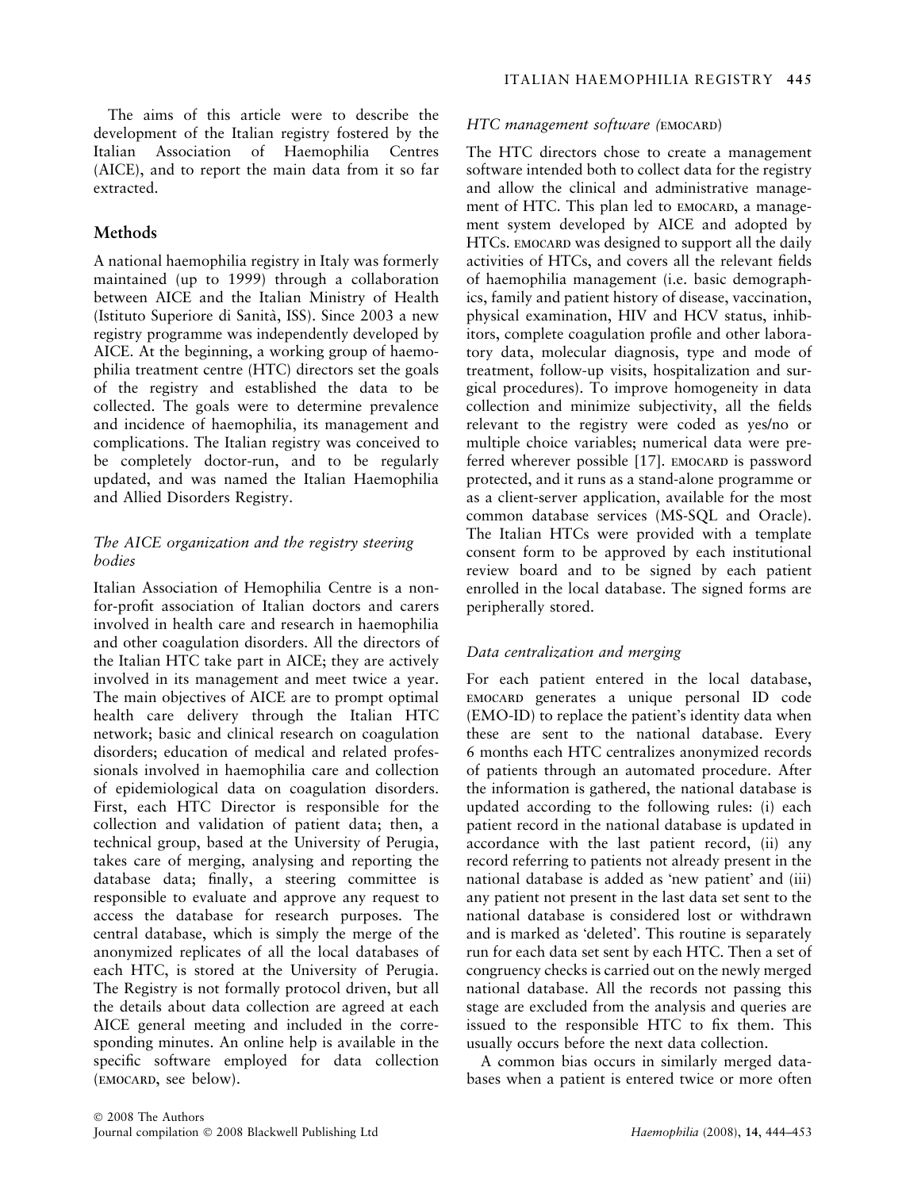The aims of this article were to describe the development of the Italian registry fostered by the Italian Association of Haemophilia Centres (AICE), and to report the main data from it so far extracted.

## Methods

A national haemophilia registry in Italy was formerly maintained (up to 1999) through a collaboration between AICE and the Italian Ministry of Health (Istituto Superiore di Sanità, ISS). Since 2003 a new registry programme was independently developed by AICE. At the beginning, a working group of haemophilia treatment centre (HTC) directors set the goals of the registry and established the data to be collected. The goals were to determine prevalence and incidence of haemophilia, its management and complications. The Italian registry was conceived to be completely doctor-run, and to be regularly updated, and was named the Italian Haemophilia and Allied Disorders Registry.

### *The AICE organization and the registry steering bodies*

Italian Association of Hemophilia Centre is a non-for-profit association of Italian doctors and carers involved in health care and research in haemophilia and other coagulation disorders. All the directors of the Italian HTC take part in AICE; they are actively involved in its management and meet twice a year. The main objectives of AICE are to prompt optimal health care delivery through the Italian HTC network; basic and clinical research on coagulation disorders; education of medical and related professionals involved in haemophilia care and collection of epidemiological data on coagulation disorders. First, each HTC Director is responsible for the collection and validation of patient data; then, a technical group, based at the University of Perugia, takes care of merging, analysing and reporting the database data; finally, a steering committee is responsible to evaluate and approve any request to access the database for research purposes. The central database, which is simply the merge of the anonymized replicates of all the local databases of each HTC, is stored at the University of Perugia. The Registry is not formally protocol driven, but all the details about data collection are agreed at each AICE general meeting and included in the corresponding minutes. An online help is available in the specific software employed for data collection (EMOCARD, see below).

### *HTC management software (EMOCARD)*

The HTC directors chose to create a management software intended both to collect data for the registry and allow the clinical and administrative management of HTC. This plan led to EMOCARD, a management system developed by AICE and adopted by HTCs. EMOCARD was designed to support all the daily activities of HTCs, and covers all the relevant fields of haemophilia management (i.e. basic demographics, family and patient history of disease, vaccination, physical examination, HIV and HCV status, inhibitors, complete coagulation profile and other laboratory data, molecular diagnosis, type and mode of treatment, follow-up visits, hospitalization and surgical procedures). To improve homogeneity in data collection and minimize subjectivity, all the fields relevant to the registry were coded as yes/no or multiple choice variables; numerical data were preferred wherever possible [17]. EMOCARD is password protected, and it runs as a stand-alone programme or as a client-server application, available for the most common database services (MS-SQL and Oracle). The Italian HTCs were provided with a template consent form to be approved by each institutional review board and to be signed by each patient enrolled in the local database. The signed forms are peripherally stored.

### *Data centralization and merging*

For each patient entered in the local database, EMOCARD generates a unique personal ID code (EMO-ID) to replace the patient's identity data when these are sent to the national database. Every 6 months each HTC centralizes anonymized records of patients through an automated procedure. After the information is gathered, the national database is updated according to the following rules: (i) each patient record in the national database is updated in accordance with the last patient record, (ii) any record referring to patients not already present in the national database is added as 'new patient' and (iii) any patient not present in the last data set sent to the national database is considered lost or withdrawn and is marked as 'deleted'. This routine is separately run for each data set sent by each HTC. Then a set of congruency checks is carried out on the newly merged national database. All the records not passing this stage are excluded from the analysis and queries are issued to the responsible HTC to fix them. This usually occurs before the next data collection.

A common bias occurs in similarly merged databases when a patient is entered twice or more often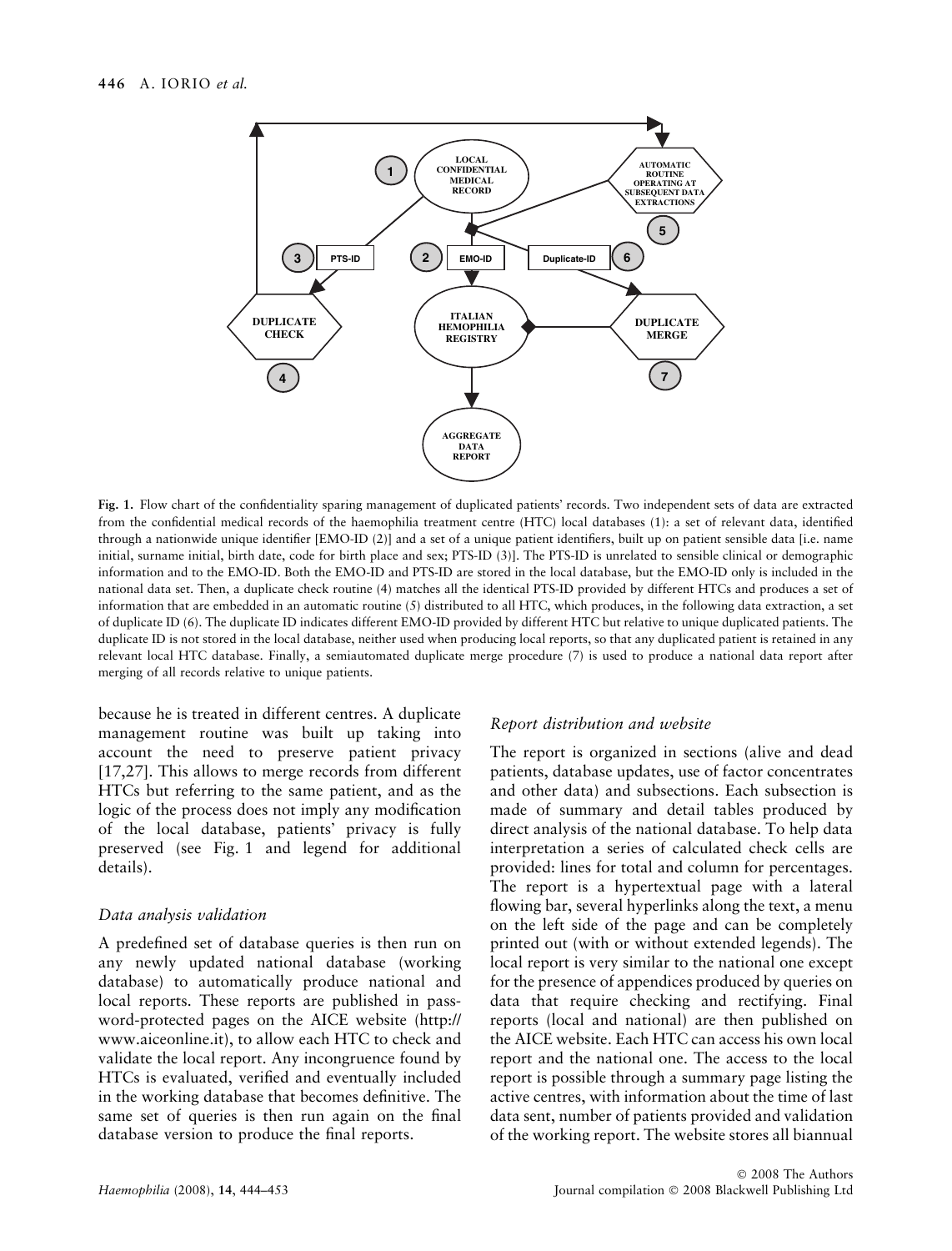Fig. 1. Flow chart of the confidentiality sparing management of duplicated patients' records. Two independent sets of data are extracted from the confidential medical records of the haemophilia treatment centre (HTC) local databases (1): a set of relevant data, identified through a nationwide unique identifier [EMO-ID (2)] and a set of a unique patient identifiers, built up on patient sensible data [i.e. name initial, surname initial, birth date, code for birth place and sex; PTS-ID (3)]. The PTS-ID is unrelated to sensible clinical or demographic information and to the EMO-ID. Both the EMO-ID and PTS-ID are stored in the local database, but the EMO-ID only is included in the national data set. Then, a duplicate check routine (4) matches all the identical PTS-ID provided by different HTCs and produces a set of information that are embedded in an automatic routine (5) distributed to all HTC, which produces, in the following data extraction, a set of duplicate ID (6). The duplicate ID indicates different EMO-ID provided by different HTC but relative to unique duplicated patients. The duplicate ID is not stored in the local database, neither used when producing local reports, so that any duplicated patient is retained in any relevant local HTC database. Finally, a semiautomated duplicate merge procedure (7) is used to produce a national data report after merging of all records relative to unique patients.

because he is treated in different centres. A duplicate management routine was built up taking into account the need to preserve patient privacy [17,27]. This allows to merge records from different HTCs but referring to the same patient, and as the logic of the process does not imply any modification of the local database, patients' privacy is fully preserved (see Fig. 1 and legend for additional details).

### *Data analysis validation*

A predefined set of database queries is then run on any newly updated national database (working database) to automatically produce national and local reports. These reports are published in password-protected pages on the AICE website (http://www.aiceonline.it), to allow each HTC to check and validate the local report. Any incongruence found by HTCs is evaluated, verified and eventually included in the working database that becomes definitive. The same set of queries is then run again on the final database version to produce the final reports.

### *Report distribution and website*

The report is organized in sections (alive and dead patients, database updates, use of factor concentrates and other data) and subsections. Each subsection is made of summary and detail tables produced by direct analysis of the national database. To help data interpretation a series of calculated check cells are provided: lines for total and column for percentages. The report is a hypertextual page with a lateral flowing bar, several hyperlinks along the text, a menu on the left side of the page and can be completely printed out (with or without extended legends). The local report is very similar to the national one except for the presence of appendices produced by queries on data that require checking and rectifying. Final reports (local and national) are then published on the AICE website. Each HTC can access his own local report and the national one. The access to the local report is possible through a summary page listing the active centres, with information about the time of last data sent, number of patients provided and validation of the working report. The website stores all biannual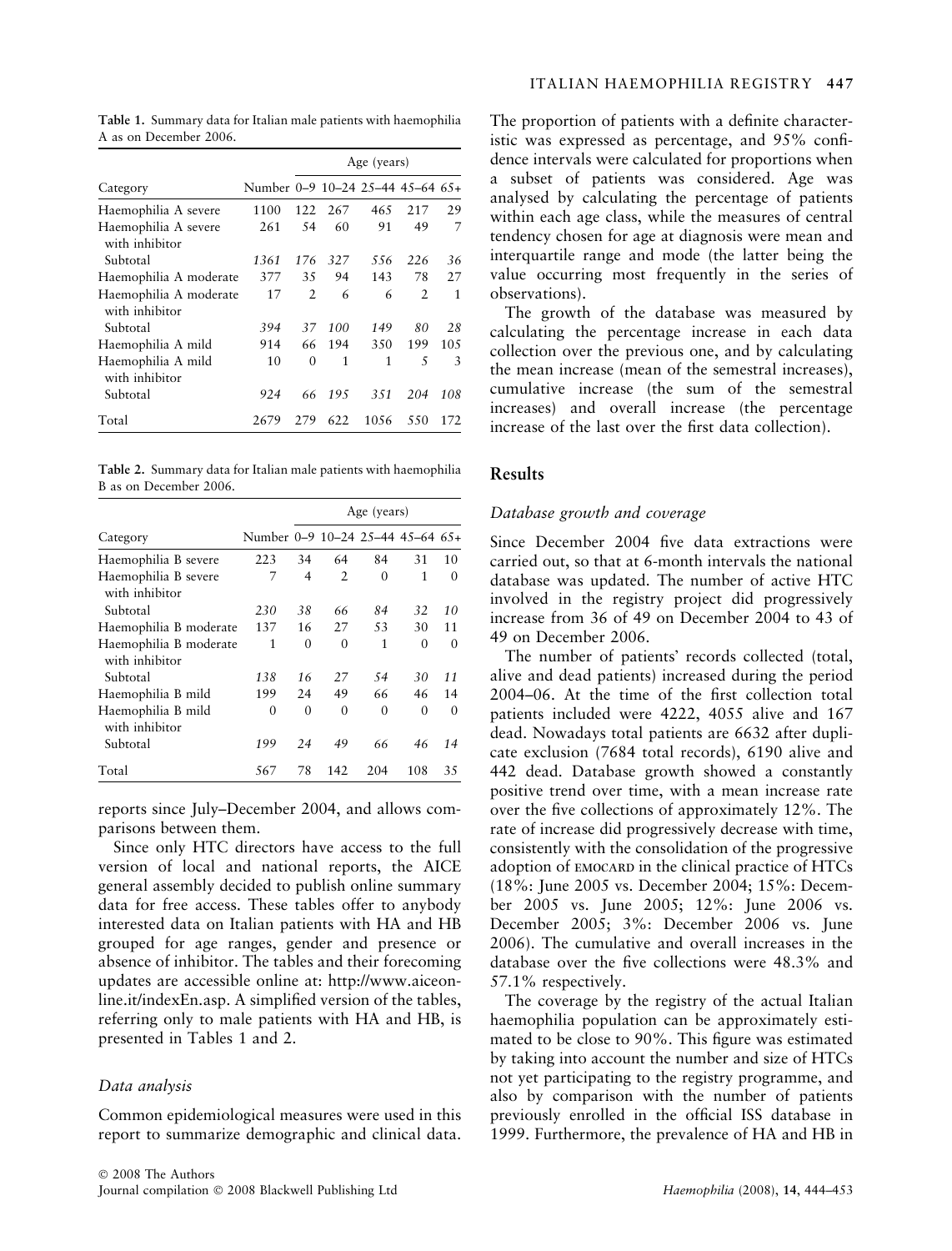**Table 1.** Summary data for Italian male patients with haemophilia A as on December 2006.

| Category | Number | Age (years) | | | | |
|---|---|---|---|---|---|---|
| | | 0–9 | 10–24 | 25–44 | 45–64 | 65+ |
| Haemophilia A severe | 1100 | 122 | 267 | 465 | 217 | 29 |
| Haemophilia A severe with inhibitor | 261 | 54 | 60 | 91 | 49 | 7 |
| *Subtotal* | *1361* | *176* | *327* | *556* | *226* | *36* |
| Haemophilia A moderate | 377 | 35 | 94 | 143 | 78 | 27 |
| Haemophilia A moderate with inhibitor | 17 | 2 | 6 | 6 | 2 | 1 |
| *Subtotal* | *394* | *37* | *100* | *149* | *80* | *28* |
| Haemophilia A mild | 914 | 66 | 194 | 350 | 199 | 105 |
| Haemophilia A mild with inhibitor | 10 | 0 | 1 | 1 | 5 | 3 |
| *Subtotal* | *924* | *66* | *195* | *351* | *204* | *108* |
| Total | 2679 | 279 | 622 | 1056 | 550 | 172 |

**Table 2.** Summary data for Italian male patients with haemophilia B as on December 2006.

| Category | Number | Age (years) | | | | |
|---|---|---|---|---|---|---|
| | | 0–9 | 10–24 | 25–44 | 45–64 | 65+ |
| Haemophilia B severe | 223 | 34 | 64 | 84 | 31 | 10 |
| Haemophilia B severe with inhibitor | 7 | 4 | 2 | 0 | 1 | 0 |
| *Subtotal* | *230* | *38* | *66* | *84* | *32* | *10* |
| Haemophilia B moderate | 137 | 16 | 27 | 53 | 30 | 11 |
| Haemophilia B moderate with inhibitor | 1 | 0 | 0 | 1 | 0 | 0 |
| *Subtotal* | *138* | *16* | *27* | *54* | *30* | *11* |
| Haemophilia B mild | 199 | 24 | 49 | 66 | 46 | 14 |
| Haemophilia B mild with inhibitor | 0 | 0 | 0 | 0 | 0 | 0 |
| *Subtotal* | *199* | *24* | *49* | *66* | *46* | *14* |
| Total | 567 | 78 | 142 | 204 | 108 | 35 |

reports since July–December 2004, and allows comparisons between them.

Since only HTC directors have access to the full version of local and national reports, the AICE general assembly decided to publish online summary data for free access. These tables offer to anybody interested data on Italian patients with HA and HB grouped for age ranges, gender and presence or absence of inhibitor. The tables and their forecoming updates are accessible online at: http://www.aiceonline.it/indexEn.asp. A simplified version of the tables, referring only to male patients with HA and HB, is presented in Tables 1 and 2.

### *Data analysis*

Common epidemiological measures were used in this report to summarize demographic and clinical data. The proportion of patients with a definite characteristic was expressed as percentage, and 95% confidence intervals were calculated for proportions when a subset of patients was considered. Age was analysed by calculating the percentage of patients within each age class, while the measures of central tendency chosen for age at diagnosis were mean and interquartile range and mode (the latter being the value occurring most frequently in the series of observations).

The growth of the database was measured by calculating the percentage increase in each data collection over the previous one, and by calculating the mean increase (mean of the semestral increases), cumulative increase (the sum of the semestral increases) and overall increase (the percentage increase of the last over the first data collection).

## Results

### *Database growth and coverage*

Since December 2004 five data extractions were carried out, so that at 6-month intervals the national database was updated. The number of active HTC involved in the registry project did progressively increase from 36 of 49 on December 2004 to 43 of 49 on December 2006.

The number of patients' records collected (total, alive and dead patients) increased during the period 2004–06. At the time of the first collection total patients included were 4222, 4055 alive and 167 dead. Nowadays total patients are 6632 after duplicate exclusion (7684 total records), 6190 alive and 442 dead. Database growth showed a constantly positive trend over time, with a mean increase rate over the five collections of approximately 12%. The rate of increase did progressively decrease with time, consistently with the consolidation of the progressive adoption of EMOCARD in the clinical practice of HTCs (18%: June 2005 vs. December 2004; 15%: December 2005 vs. June 2005; 12%: June 2006 vs. December 2005; 3%: December 2006 vs. June 2006). The cumulative and overall increases in the database over the five collections were 48.3% and 57.1% respectively.

The coverage by the registry of the actual Italian haemophilia population can be approximately estimated to be close to 90%. This figure was estimated by taking into account the number and size of HTCs not yet participating to the registry programme, and also by comparison with the number of patients previously enrolled in the official ISS database in 1999. Furthermore, the prevalence of HA and HB in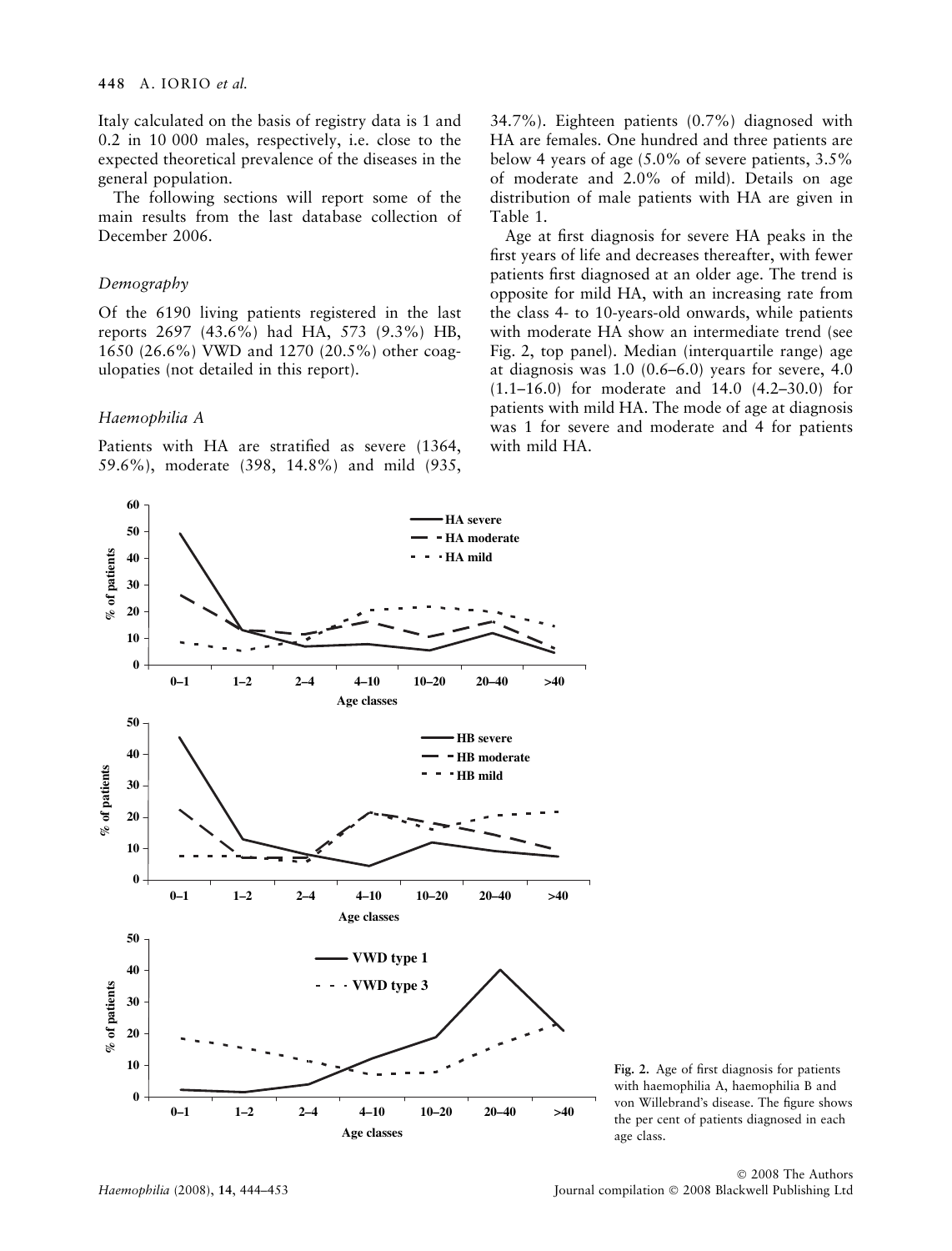Italy calculated on the basis of registry data is 1 and 0.2 in 10 000 males, respectively, i.e. close to the expected theoretical prevalence of the diseases in the general population.

The following sections will report some of the main results from the last database collection of December 2006.

### *Demography*

Of the 6190 living patients registered in the last reports 2697 (43.6%) had HA, 573 (9.3%) HB, 1650 (26.6%) VWD and 1270 (20.5%) other coagulopathies (not detailed in this report).

### *Haemophilia A*

Patients with HA are stratified as severe (1364, 59.6%), moderate (398, 14.8%) and mild (935, 34.7%). Eighteen patients (0.7%) diagnosed with HA are females. One hundred and three patients are below 4 years of age (5.0% of severe patients, 3.5% of moderate and 2.0% of mild). Details on age distribution of male patients with HA are given in Table 1.

Age at first diagnosis for severe HA peaks in the first years of life and decreases thereafter, with fewer patients first diagnosed at an older age. The trend is opposite for mild HA, with an increasing rate from the class 4- to 10-years-old onwards, while patients with moderate HA show an intermediate trend (see Fig. 2, top panel). Median (interquartile range) age at diagnosis was 1.0 (0.6–6.0) years for severe, 4.0 (1.1–16.0) for moderate and 14.0 (4.2–30.0) for patients with mild HA. The mode of age at diagnosis was 1 for severe and moderate and 4 for patients with mild HA.

**Fig. 2.** Age of first diagnosis for patients with haemophilia A, haemophilia B and von Willebrand's disease. The figure shows the per cent of patients diagnosed in each age class.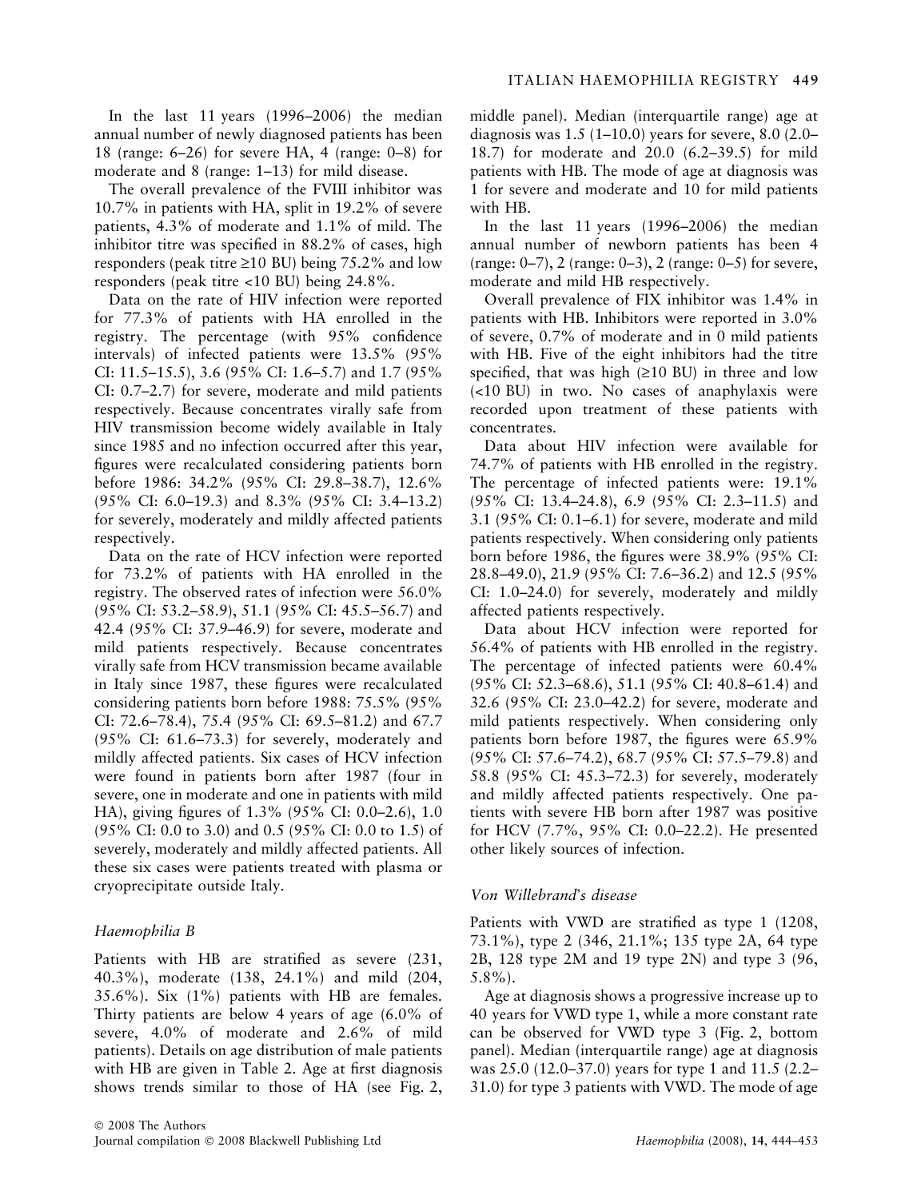In the last 11 years (1996–2006) the median annual number of newly diagnosed patients has been 18 (range: 6–26) for severe HA, 4 (range: 0–8) for moderate and 8 (range: 1–13) for mild disease.

The overall prevalence of the FVIII inhibitor was 10.7% in patients with HA, split in 19.2% of severe patients, 4.3% of moderate and 1.1% of mild. The inhibitor titre was specified in 88.2% of cases, high responders (peak titre ≥10 BU) being 75.2% and low responders (peak titre <10 BU) being 24.8%.

Data on the rate of HIV infection were reported for 77.3% of patients with HA enrolled in the registry. The percentage (with 95% confidence intervals) of infected patients were 13.5% (95% CI: 11.5–15.5), 3.6 (95% CI: 1.6–5.7) and 1.7 (95% CI: 0.7–2.7) for severe, moderate and mild patients respectively. Because concentrates virally safe from HIV transmission become widely available in Italy since 1985 and no infection occurred after this year, figures were recalculated considering patients born before 1986: 34.2% (95% CI: 29.8–38.7), 12.6% (95% CI: 6.0–19.3) and 8.3% (95% CI: 3.4–13.2) for severely, moderately and mildly affected patients respectively.

Data on the rate of HCV infection were reported for 73.2% of patients with HA enrolled in the registry. The observed rates of infection were 56.0% (95% CI: 53.2–58.9), 51.1 (95% CI: 45.5–56.7) and 42.4 (95% CI: 37.9–46.9) for severe, moderate and mild patients respectively. Because concentrates virally safe from HCV transmission became available in Italy since 1987, these figures were recalculated considering patients born before 1988: 75.5% (95% CI: 72.6–78.4), 75.4 (95% CI: 69.5–81.2) and 67.7 (95% CI: 61.6–73.3) for severely, moderately and mildly affected patients. Six cases of HCV infection were found in patients born after 1987 (four in severe, one in moderate and one in patients with mild HA), giving figures of 1.3% (95% CI: 0.0–2.6), 1.0 (95% CI: 0.0 to 3.0) and 0.5 (95% CI: 0.0 to 1.5) of severely, moderately and mildly affected patients. All these six cases were patients treated with plasma or cryoprecipitate outside Italy.

### *Haemophilia B*

Patients with HB are stratified as severe (231, 40.3%), moderate (138, 24.1%) and mild (204, 35.6%). Six (1%) patients with HB are females. Thirty patients are below 4 years of age (6.0% of severe, 4.0% of moderate and 2.6% of mild patients). Details on age distribution of male patients with HB are given in Table 2. Age at first diagnosis shows trends similar to those of HA (see Fig. 2, middle panel). Median (interquartile range) age at diagnosis was 1.5 (1–10.0) years for severe, 8.0 (2.0–18.7) for moderate and 20.0 (6.2–39.5) for mild patients with HB. The mode of age at diagnosis was 1 for severe and moderate and 10 for mild patients with HB.

In the last 11 years (1996–2006) the median annual number of newborn patients has been 4 (range: 0–7), 2 (range: 0–3), 2 (range: 0–5) for severe, moderate and mild HB respectively.

Overall prevalence of FIX inhibitor was 1.4% in patients with HB. Inhibitors were reported in 3.0% of severe, 0.7% of moderate and in 0 mild patients with HB. Five of the eight inhibitors had the titre specified, that was high (≥10 BU) in three and low (<10 BU) in two. No cases of anaphylaxis were recorded upon treatment of these patients with concentrates.

Data about HIV infection were available for 74.7% of patients with HB enrolled in the registry. The percentage of infected patients were: 19.1% (95% CI: 13.4–24.8), 6.9 (95% CI: 2.3–11.5) and 3.1 (95% CI: 0.1–6.1) for severe, moderate and mild patients respectively. When considering only patients born before 1986, the figures were 38.9% (95% CI: 28.8–49.0), 21.9 (95% CI: 7.6–36.2) and 12.5 (95% CI: 1.0–24.0) for severely, moderately and mildly affected patients respectively.

Data about HCV infection were reported for 56.4% of patients with HB enrolled in the registry. The percentage of infected patients were 60.4% (95% CI: 52.3–68.6), 51.1 (95% CI: 40.8–61.4) and 32.6 (95% CI: 23.0–42.2) for severe, moderate and mild patients respectively. When considering only patients born before 1987, the figures were 65.9% (95% CI: 57.6–74.2), 68.7 (95% CI: 57.5–79.8) and 58.8 (95% CI: 45.3–72.3) for severely, moderately and mildly affected patients respectively. One patients with severe HB born after 1987 was positive for HCV (7.7%, 95% CI: 0.0–22.2). He presented other likely sources of infection.

### *Von Willebrand's disease*

Patients with VWD are stratified as type 1 (1208, 73.1%), type 2 (346, 21.1%; 135 type 2A, 64 type 2B, 128 type 2M and 19 type 2N) and type 3 (96, 5.8%).

Age at diagnosis shows a progressive increase up to 40 years for VWD type 1, while a more constant rate can be observed for VWD type 3 (Fig. 2, bottom panel). Median (interquartile range) age at diagnosis was 25.0 (12.0–37.0) years for type 1 and 11.5 (2.2–31.0) for type 3 patients with VWD. The mode of age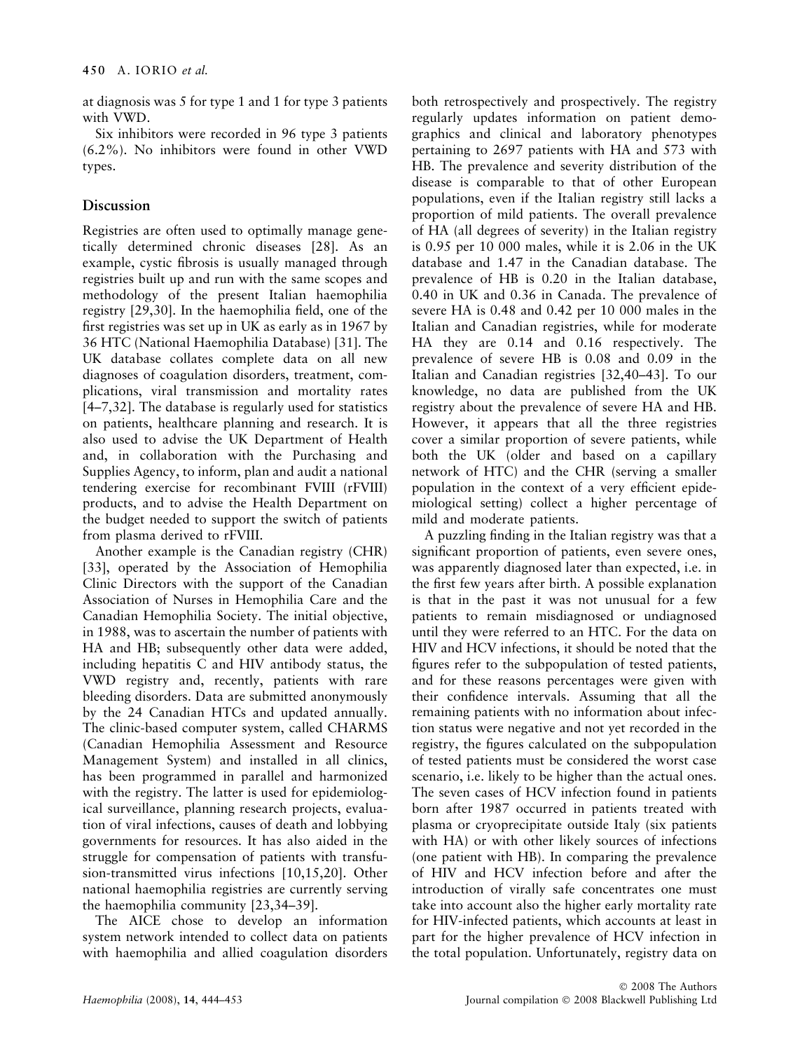at diagnosis was 5 for type 1 and 1 for type 3 patients with VWD.

Six inhibitors were recorded in 96 type 3 patients (6.2%). No inhibitors were found in other VWD types.

## Discussion

Registries are often used to optimally manage genetically determined chronic diseases [28]. As an example, cystic fibrosis is usually managed through registries built up and run with the same scopes and methodology of the present Italian haemophilia registry [29,30]. In the haemophilia field, one of the first registries was set up in UK as early as in 1967 by 36 HTC (National Haemophilia Database) [31]. The UK database collates complete data on all new diagnoses of coagulation disorders, treatment, complications, viral transmission and mortality rates [4–7,32]. The database is regularly used for statistics on patients, healthcare planning and research. It is also used to advise the UK Department of Health and, in collaboration with the Purchasing and Supplies Agency, to inform, plan and audit a national tendering exercise for recombinant FVIII (rFVIII) products, and to advise the Health Department on the budget needed to support the switch of patients from plasma derived to rFVIII.

Another example is the Canadian registry (CHR) [33], operated by the Association of Hemophilia Clinic Directors with the support of the Canadian Association of Nurses in Hemophilia Care and the Canadian Hemophilia Society. The initial objective, in 1988, was to ascertain the number of patients with HA and HB; subsequently other data were added, including hepatitis C and HIV antibody status, the VWD registry and, recently, patients with rare bleeding disorders. Data are submitted anonymously by the 24 Canadian HTCs and updated annually. The clinic-based computer system, called CHARMS (Canadian Hemophilia Assessment and Resource Management System) and installed in all clinics, has been programmed in parallel and harmonized with the registry. The latter is used for epidemiological surveillance, planning research projects, evaluation of viral infections, causes of death and lobbying governments for resources. It has also aided in the struggle for compensation of patients with transfusion-transmitted virus infections [10,15,20]. Other national haemophilia registries are currently serving the haemophilia community [23,34–39].

The AICE chose to develop an information system network intended to collect data on patients with haemophilia and allied coagulation disorders both retrospectively and prospectively. The registry regularly updates information on patient demographics and clinical and laboratory phenotypes pertaining to 2697 patients with HA and 573 with HB. The prevalence and severity distribution of the disease is comparable to that of other European populations, even if the Italian registry still lacks a proportion of mild patients. The overall prevalence of HA (all degrees of severity) in the Italian registry is 0.95 per 10 000 males, while it is 2.06 in the UK database and 1.47 in the Canadian database. The prevalence of HB is 0.20 in the Italian database, 0.40 in UK and 0.36 in Canada. The prevalence of severe HA is 0.48 and 0.42 per 10 000 males in the Italian and Canadian registries, while for moderate HA they are 0.14 and 0.16 respectively. The prevalence of severe HB is 0.08 and 0.09 in the Italian and Canadian registries [32,40–43]. To our knowledge, no data are published from the UK registry about the prevalence of severe HA and HB. However, it appears that all the three registries cover a similar proportion of severe patients, while both the UK (older and based on a capillary network of HTC) and the CHR (serving a smaller population in the context of a very efficient epidemiological setting) collect a higher percentage of mild and moderate patients.

A puzzling finding in the Italian registry was that a significant proportion of patients, even severe ones, was apparently diagnosed later than expected, i.e. in the first few years after birth. A possible explanation is that in the past it was not unusual for a few patients to remain misdiagnosed or undiagnosed until they were referred to an HTC. For the data on HIV and HCV infections, it should be noted that the figures refer to the subpopulation of tested patients, and for these reasons percentages were given with their confidence intervals. Assuming that all the remaining patients with no information about infection status were negative and not yet recorded in the registry, the figures calculated on the subpopulation of tested patients must be considered the worst case scenario, i.e. likely to be higher than the actual ones. The seven cases of HCV infection found in patients born after 1987 occurred in patients treated with plasma or cryoprecipitate outside Italy (six patients with HA) or with other likely sources of infections (one patient with HB). In comparing the prevalence of HIV and HCV infection before and after the introduction of virally safe concentrates one must take into account also the higher early mortality rate for HIV-infected patients, which accounts at least in part for the higher prevalence of HCV infection in the total population. Unfortunately, registry data on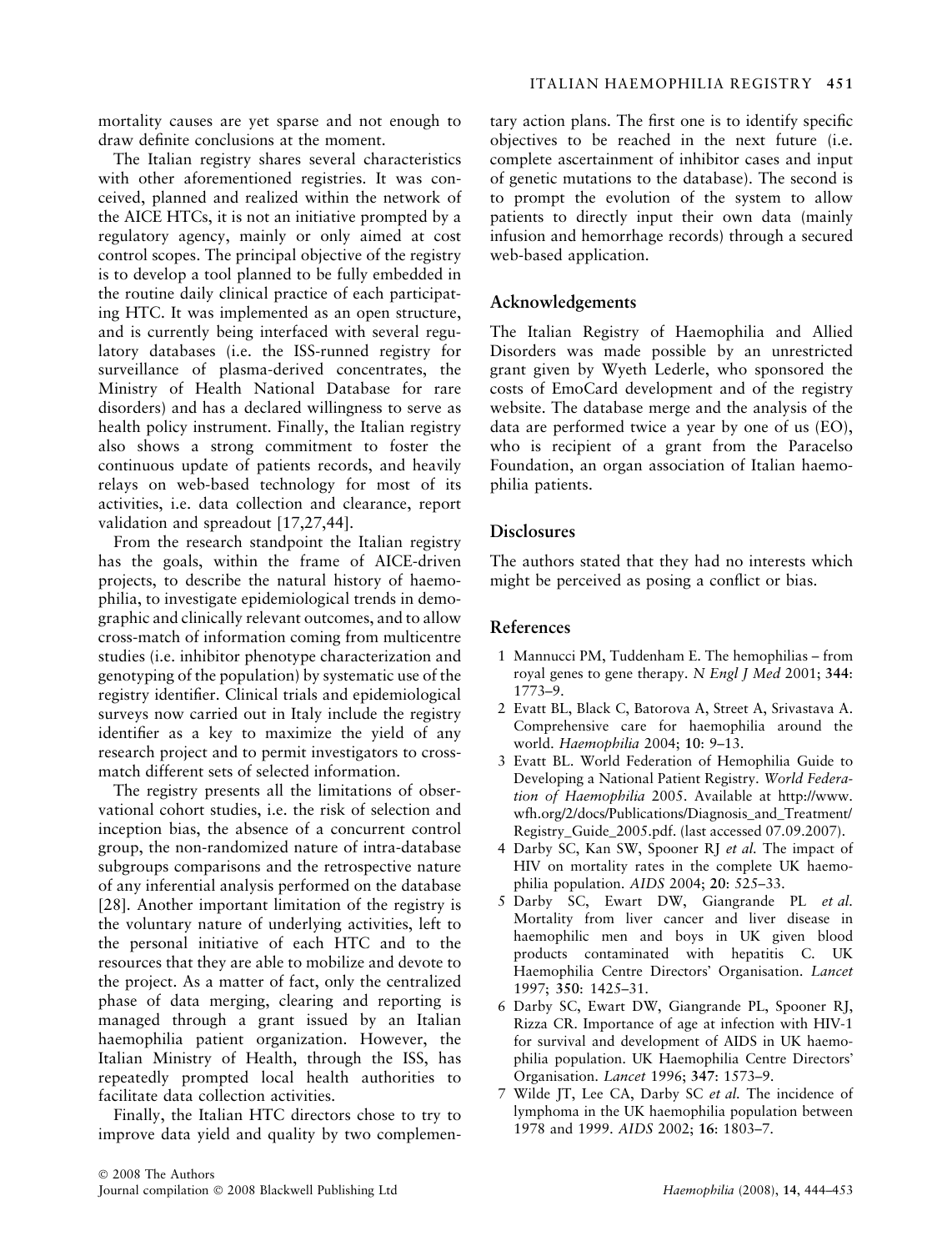mortality causes are yet sparse and not enough to draw definite conclusions at the moment.

The Italian registry shares several characteristics with other aforementioned registries. It was conceived, planned and realized within the network of the AICE HTCs, it is not an initiative prompted by a regulatory agency, mainly or only aimed at cost control scopes. The principal objective of the registry is to develop a tool planned to be fully embedded in the routine daily clinical practice of each participating HTC. It was implemented as an open structure, and is currently being interfaced with several regulatory databases (i.e. the ISS-runned registry for surveillance of plasma-derived concentrates, the Ministry of Health National Database for rare disorders) and has a declared willingness to serve as health policy instrument. Finally, the Italian registry also shows a strong commitment to foster the continuous update of patients records, and heavily relays on web-based technology for most of its activities, i.e. data collection and clearance, report validation and spreadout [17,27,44].

From the research standpoint the Italian registry has the goals, within the frame of AICE-driven projects, to describe the natural history of haemophilia, to investigate epidemiological trends in demographic and clinically relevant outcomes, and to allow cross-match of information coming from multicentre studies (i.e. inhibitor phenotype characterization and genotyping of the population) by systematic use of the registry identifier. Clinical trials and epidemiological surveys now carried out in Italy include the registry identifier as a key to maximize the yield of any research project and to permit investigators to cross-match different sets of selected information.

The registry presents all the limitations of observational cohort studies, i.e. the risk of selection and inception bias, the absence of a concurrent control group, the non-randomized nature of intra-database subgroups comparisons and the retrospective nature of any inferential analysis performed on the database [28]. Another important limitation of the registry is the voluntary nature of underlying activities, left to the personal initiative of each HTC and to the resources that they are able to mobilize and devote to the project. As a matter of fact, only the centralized phase of data merging, clearing and reporting is managed through a grant issued by an Italian haemophilia patient organization. However, the Italian Ministry of Health, through the ISS, has repeatedly prompted local health authorities to facilitate data collection activities.

Finally, the Italian HTC directors chose to try to improve data yield and quality by two complementary action plans. The first one is to identify specific objectives to be reached in the next future (i.e. complete ascertainment of inhibitor cases and input of genetic mutations to the database). The second is to prompt the evolution of the system to allow patients to directly input their own data (mainly infusion and hemorrhage records) through a secured web-based application.

## Acknowledgements

The Italian Registry of Haemophilia and Allied Disorders was made possible by an unrestricted grant given by Wyeth Lederle, who sponsored the costs of EmoCard development and of the registry website. The database merge and the analysis of the data are performed twice a year by one of us (EO), who is recipient of a grant from the Paracelso Foundation, an organ association of Italian haemophilia patients.

## Disclosures

The authors stated that they had no interests which might be perceived as posing a conflict or bias.

## References

1 Mannucci PM, Tuddenham E. The hemophilias – from royal genes to gene therapy. *N Engl J Med* 2001; **344**: 1773–9.

2 Evatt BL, Black C, Batorova A, Street A, Srivastava A. Comprehensive care for haemophilia around the world. *Haemophilia* 2004; **10**: 9–13.

3 Evatt BL. World Federation of Hemophilia Guide to Developing a National Patient Registry. *World Federation of Haemophilia* 2005. Available at http://www.wfh.org/2/docs/Publications/Diagnosis_and_Treatment/Registry_Guide_2005.pdf. (last accessed 07.09.2007).

4 Darby SC, Kan SW, Spooner RJ *et al.* The impact of HIV on mortality rates in the complete UK haemophilia population. *AIDS* 2004; **20**: 525–33.

5 Darby SC, Ewart DW, Giangrande PL *et al.* Mortality from liver cancer and liver disease in haemophilic men and boys in UK given blood products contaminated with hepatitis C. UK Haemophilia Centre Directors' Organisation. *Lancet* 1997; **350**: 1425–31.

6 Darby SC, Ewart DW, Giangrande PL, Spooner RJ, Rizza CR. Importance of age at infection with HIV-1 for survival and development of AIDS in UK haemophilia population. UK Haemophilia Centre Directors' Organisation. *Lancet* 1996; **347**: 1573–9.

7 Wilde JT, Lee CA, Darby SC *et al.* The incidence of lymphoma in the UK haemophilia population between 1978 and 1999. *AIDS* 2002; **16**: 1803–7.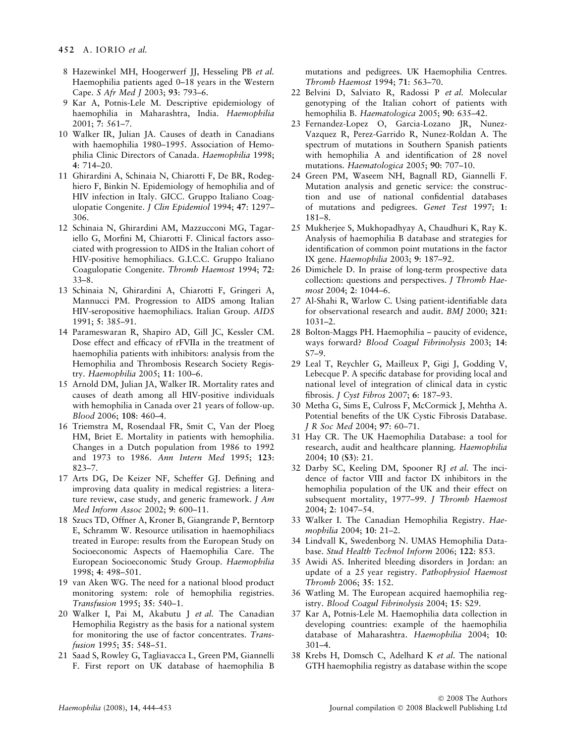8 Hazewinkel MH, Hoogerwerf JJ, Hesseling PB *et al.* Haemophilia patients aged 0–18 years in the Western Cape. *S Afr Med J* 2003; **93**: 793–6.

9 Kar A, Potnis-Lele M. Descriptive epidemiology of haemophilia in Maharashtra, India. *Haemophilia* 2001; **7**: 561–7.

10 Walker IR, Julian JA. Causes of death in Canadians with haemophilia 1980–1995. Association of Hemophilia Clinic Directors of Canada. *Haemophilia* 1998; **4**: 714–20.

11 Ghirardini A, Schinaia N, Chiarotti F, De BR, Rodeghiero F, Binkin N. Epidemiology of hemophilia and of HIV infection in Italy. GICC. Gruppo Italiano Coagulopatie Congenite. *J Clin Epidemiol* 1994; **47**: 1297–306.

12 Schinaia N, Ghirardini AM, Mazzucconi MG, Tagariello G, Morfini M, Chiarotti F. Clinical factors associated with progression to AIDS in the Italian cohort of HIV-positive hemophiliacs. G.I.C.C. Gruppo Italiano Coagulopatie Congenite. *Thromb Haemost* 1994; **72**: 33–8.

13 Schinaia N, Ghirardini A, Chiarotti F, Gringeri A, Mannucci PM. Progression to AIDS among Italian HIV-seropositive haemophiliacs. Italian Group. *AIDS* 1991; **5**: 385–91.

14 Parameswaran R, Shapiro AD, Gill JC, Kessler CM. Dose effect and efficacy of rFVIIa in the treatment of haemophilia patients with inhibitors: analysis from the Hemophilia and Thrombosis Research Society Registry. *Haemophilia* 2005; **11**: 100–6.

15 Arnold DM, Julian JA, Walker IR. Mortality rates and causes of death among all HIV-positive individuals with hemophilia in Canada over 21 years of follow-up. *Blood* 2006; **108**: 460–4.

16 Triemstra M, Rosendaal FR, Smit C, Van der Ploeg HM, Briet E. Mortality in patients with hemophilia. Changes in a Dutch population from 1986 to 1992 and 1973 to 1986. *Ann Intern Med* 1995; **123**: 823–7.

17 Arts DG, De Keizer NF, Scheffer GJ. Defining and improving data quality in medical registries: a literature review, case study, and generic framework. *J Am Med Inform Assoc* 2002; **9**: 600–11.

18 Szucs TD, Offner A, Kroner B, Giangrande P, Berntorp E, Schramm W. Resource utilisation in haemophiliacs treated in Europe: results from the European Study on Socioeconomic Aspects of Haemophilia Care. The European Socioeconomic Study Group. *Haemophilia* 1998; **4**: 498–501.

19 van Aken WG. The need for a national blood product monitoring system: role of hemophilia registries. *Transfusion* 1995; **35**: 540–1.

20 Walker I, Pai M, Akabutu J *et al.* The Canadian Hemophilia Registry as the basis for a national system for monitoring the use of factor concentrates. *Transfusion* 1995; **35**: 548–51.

21 Saad S, Rowley G, Tagliavacca L, Green PM, Giannelli F. First report on UK database of haemophilia B mutations and pedigrees. UK Haemophilia Centres. *Thromb Haemost* 1994; **71**: 563–70.

22 Belvini D, Salviato R, Radossi P *et al.* Molecular genotyping of the Italian cohort of patients with hemophilia B. *Haematologica* 2005; **90**: 635–42.

23 Fernandez-Lopez O, Garcia-Lozano JR, Nunez-Vazquez R, Perez-Garrido R, Nunez-Roldan A. The spectrum of mutations in Southern Spanish patients with hemophilia A and identification of 28 novel mutations. *Haematologica* 2005; **90**: 707–10.

24 Green PM, Waseem NH, Bagnall RD, Giannelli F. Mutation analysis and genetic service: the construction and use of national confidential databases of mutations and pedigrees. *Genet Test* 1997; **1**: 181–8.

25 Mukherjee S, Mukhopadhyay A, Chaudhuri K, Ray K. Analysis of haemophilia B database and strategies for identification of common point mutations in the factor IX gene. *Haemophilia* 2003; **9**: 187–92.

26 Dimichele D. In praise of long-term prospective data collection: questions and perspectives. *J Thromb Haemost* 2004; **2**: 1044–6.

27 Al-Shahi R, Warlow C. Using patient-identifiable data for observational research and audit. *BMJ* 2000; **321**: 1031–2.

28 Bolton-Maggs PH. Haemophilia – paucity of evidence, ways forward? *Blood Coagul Fibrinolysis* 2003; **14**: S7–9.

29 Leal T, Reychler G, Mailleux P, Gigi J, Godding V, Lebecque P. A specific database for providing local and national level of integration of clinical data in cystic fibrosis. *J Cyst Fibros* 2007; **6**: 187–93.

30 Metha G, Sims E, Culross F, McCormick J, Mehtha A. Potential benefits of the UK Cystic Fibrosis Database. *J R Soc Med* 2004; **97**: 60–71.

31 Hay CR. The UK Haemophilia Database: a tool for research, audit and healthcare planning. *Haemophilia* 2004; **10** (**S3**): 21.

32 Darby SC, Keeling DM, Spooner RJ *et al.* The incidence of factor VIII and factor IX inhibitors in the hemophilia population of the UK and their effect on subsequent mortality, 1977–99. *J Thromb Haemost* 2004; **2**: 1047–54.

33 Walker I. The Canadian Hemophilia Registry. *Haemophilia* 2004; **10**: 21–2.

34 Lindvall K, Swedenborg N. UMAS Hemophilia Database. *Stud Health Technol Inform* 2006; **122**: 853.

35 Awidi AS. Inherited bleeding disorders in Jordan: an update of a 25 year registry. *Pathophysiol Haemost Thromb* 2006; **35**: 152.

36 Watling M. The European acquired haemophilia registry. *Blood Coagul Fibrinolysis* 2004; **15**: S29.

37 Kar A, Potnis-Lele M. Haemophilia data collection in developing countries: example of the haemophilia database of Maharashtra. *Haemophilia* 2004; **10**: 301–4.

38 Krebs H, Domsch C, Adelhard K *et al.* The national GTH haemophilia registry as database within the scope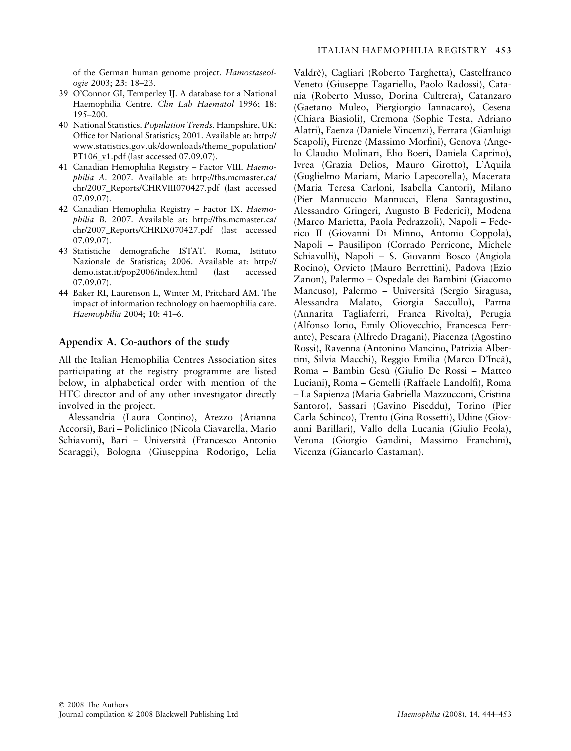of the German human genome project. *Hamostaseologie* 2003; **23**: 18–23.

39 O'Connor GI, Temperley IJ. A database for a National Haemophilia Centre. *Clin Lab Haematol* 1996; **18**: 195–200.

40 National Statistics. *Population Trends*. Hampshire, UK: Office for National Statistics; 2001. Available at: http://www.statistics.gov.uk/downloads/theme_population/PT106_v1.pdf (last accessed 07.09.07).

41 Canadian Hemophilia Registry – Factor VIII. *Haemophilia A*. 2007. Available at: http://fhs.mcmaster.ca/chr/2007_Reports/CHRVIII070427.pdf (last accessed 07.09.07).

42 Canadian Hemophilia Registry – Factor IX. *Haemophilia B*. 2007. Available at: http://fhs.mcmaster.ca/chr/2007_Reports/CHRIX070427.pdf (last accessed 07.09.07).

43 Statistiche demografiche ISTAT. Roma, Istituto Nazionale de Statistica; 2006. Available at: http://demo.istat.it/pop2006/index.html (last accessed 07.09.07).

44 Baker RI, Laurenson L, Winter M, Pritchard AM. The impact of information technology on haemophilia care. *Haemophilia* 2004; **10**: 41–6.

## Appendix A. Co-authors of the study

All the Italian Hemophilia Centres Association sites participating at the registry programme are listed below, in alphabetical order with mention of the HTC director and of any other investigator directly involved in the project.

Alessandria (Laura Contino), Arezzo (Arianna Accorsi), Bari – Policlinico (Nicola Ciavarella, Mario Schiavoni), Bari – Università (Francesco Antonio Scaraggi), Bologna (Giuseppina Rodorigo, Lelia Valdrè), Cagliari (Roberto Targhetta), Castelfranco Veneto (Giuseppe Tagariello, Paolo Radossi), Catania (Roberto Musso, Dorina Cultrera), Catanzaro (Gaetano Muleo, Piergiorgio Iannacaro), Cesena (Chiara Biasioli), Cremona (Sophie Testa, Adriano Alatri), Faenza (Daniele Vincenzi), Ferrara (Gianluigi Scapoli), Firenze (Massimo Morfini), Genova (Angelo Claudio Molinari, Elio Boeri, Daniela Caprino), Ivrea (Grazia Delios, Mauro Girotto), L'Aquila (Guglielmo Mariani, Mario Lapecorella), Macerata (Maria Teresa Carloni, Isabella Cantori), Milano (Pier Mannuccio Mannucci, Elena Santagostino, Alessandro Gringeri, Augusto B Federici), Modena (Marco Marietta, Paola Pedrazzoli), Napoli – Federico II (Giovanni Di Minno, Antonio Coppola), Napoli – Pausilipon (Corrado Perricone, Michele Schiavulli), Napoli – S. Giovanni Bosco (Angiola Rocino), Orvieto (Mauro Berrettini), Padova (Ezio Zanon), Palermo – Ospedale dei Bambini (Giacomo Mancuso), Palermo – Università (Sergio Siragusa, Alessandra Malato, Giorgia Saccullo), Parma (Annarita Tagliaferri, Franca Rivolta), Perugia (Alfonso Iorio, Emily Oliovecchio, Francesca Ferrante), Pescara (Alfredo Dragani), Piacenza (Agostino Rossi), Ravenna (Antonino Mancino, Patrizia Albertini, Silvia Macchi), Reggio Emilia (Marco D'Incà), Roma – Bambin Gesù (Giulio De Rossi – Matteo Luciani), Roma – Gemelli (Raffaele Landolfi), Roma – La Sapienza (Maria Gabriella Mazzucconi, Cristina Santoro), Sassari (Gavino Piseddu), Torino (Pier Carla Schinco), Trento (Gina Rossetti), Udine (Giovanni Barillari), Vallo della Lucania (Giulio Feola), Verona (Giorgio Gandini, Massimo Franchini), Vicenza (Giancarlo Castaman).

© 2008 The Authors
Journal compilation © 2008 Blackwell Publishing Ltd